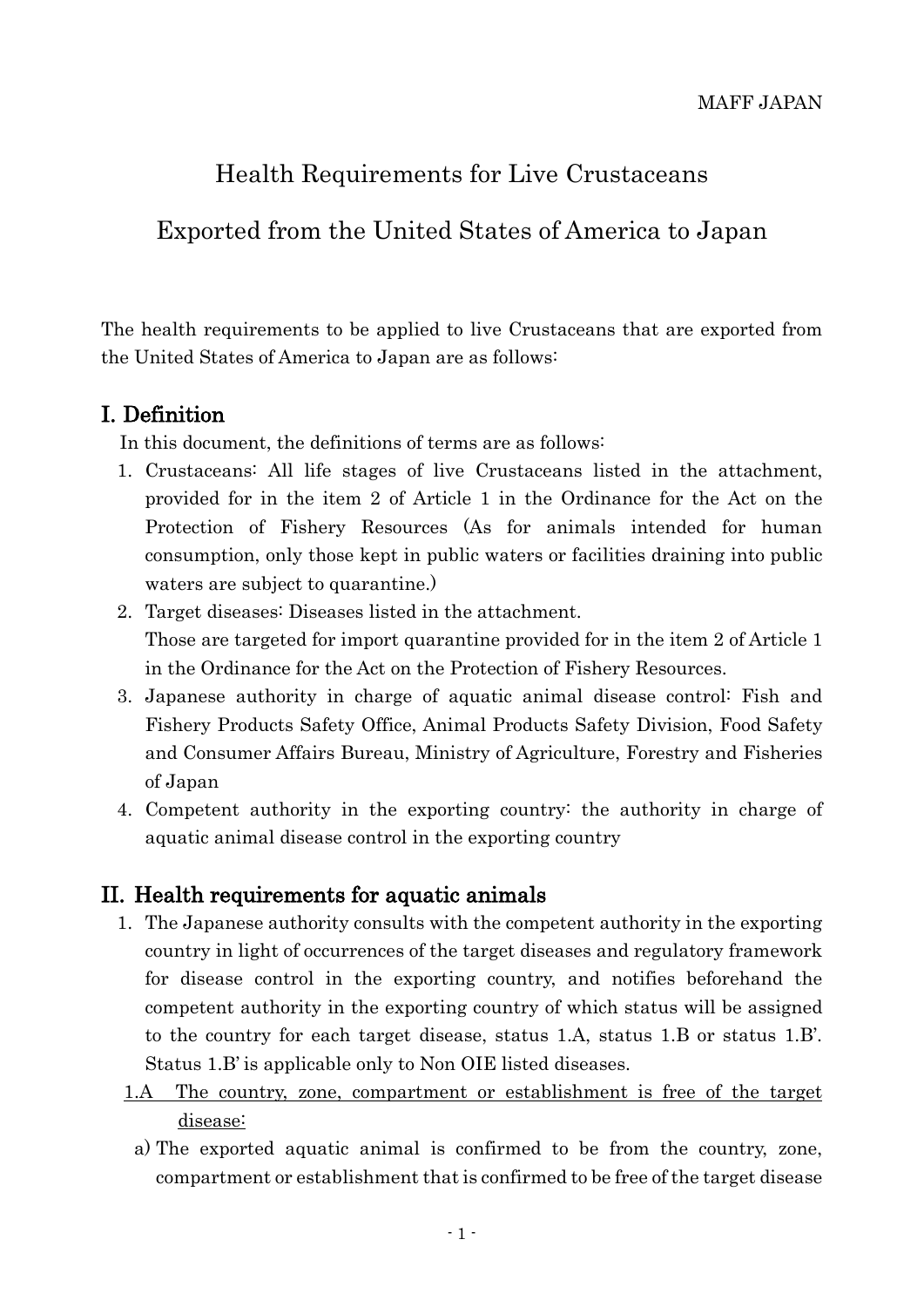MAFF JAPAN

# Health Requirements for Live Crustaceans Exported from the United States of America to Japan

The health requirements to be applied to live Crustaceans that are exported from the United States of America to Japan are as follows:

## I. Definition

In this document, the definitions of terms are as follows:

1. Crustaceans: All life stages of live Crustaceans listed in the attachment, provided for in the item 2 of Article 1 in the Ordinance for the Act on the Protection of Fishery Resources (As for animals intended for human consumption, only those kept in public waters or facilities draining into public waters are subject to quarantine.)
2. Target diseases: Diseases listed in the attachment.
   Those are targeted for import quarantine provided for in the item 2 of Article 1 in the Ordinance for the Act on the Protection of Fishery Resources.
3. Japanese authority in charge of aquatic animal disease control: Fish and Fishery Products Safety Office, Animal Products Safety Division, Food Safety and Consumer Affairs Bureau, Ministry of Agriculture, Forestry and Fisheries of Japan
4. Competent authority in the exporting country: the authority in charge of aquatic animal disease control in the exporting country

## II. Health requirements for aquatic animals

1. The Japanese authority consults with the competent authority in the exporting country in light of occurrences of the target diseases and regulatory framework for disease control in the exporting country, and notifies beforehand the competent authority in the exporting country of which status will be assigned to the country for each target disease, status 1.A, status 1.B or status 1.B'. Status 1.B' is applicable only to Non OIE listed diseases.

<u>1.A The country, zone, compartment or establishment is free of the target disease:</u>

a) The exported aquatic animal is confirmed to be from the country, zone, compartment or establishment that is confirmed to be free of the target disease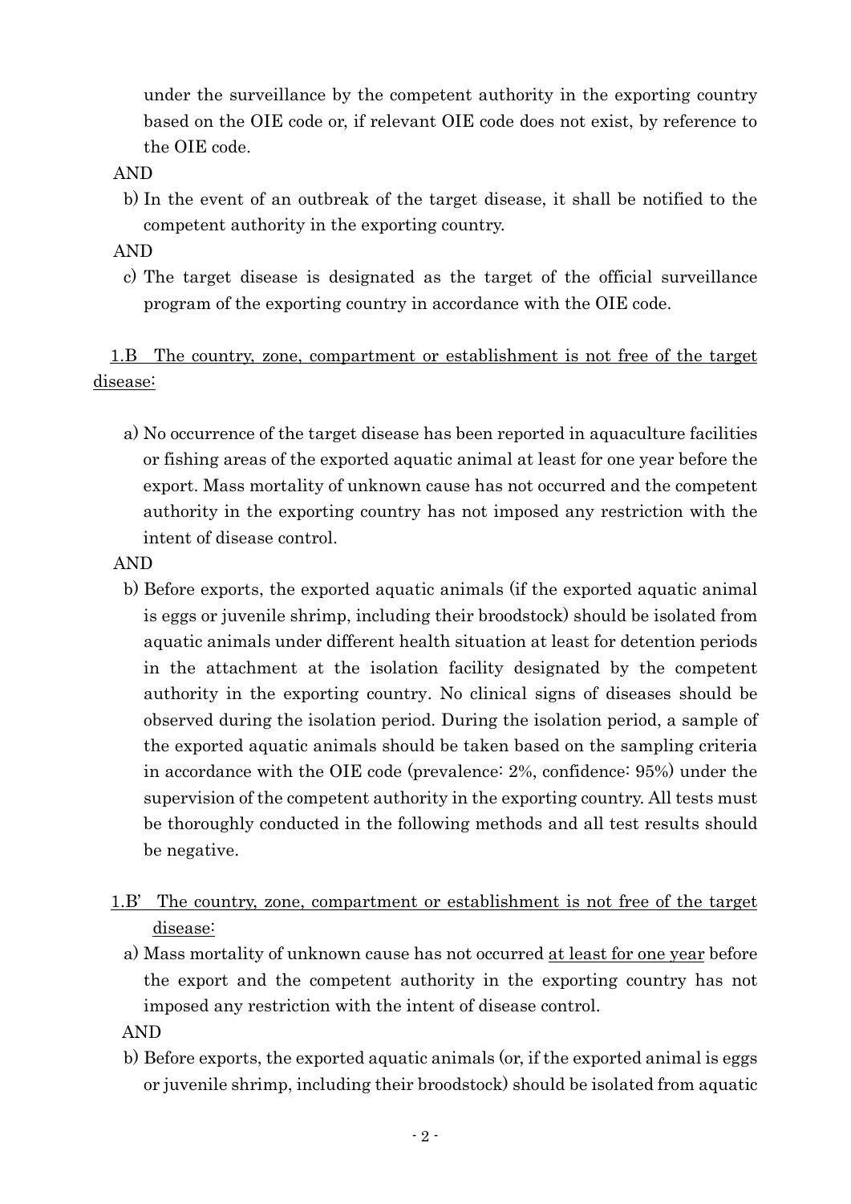under the surveillance by the competent authority in the exporting country based on the OIE code or, if relevant OIE code does not exist, by reference to the OIE code.

AND

b) In the event of an outbreak of the target disease, it shall be notified to the competent authority in the exporting country.

AND

c) The target disease is designated as the target of the official surveillance program of the exporting country in accordance with the OIE code.

<u>1.B The country, zone, compartment or establishment is not free of the target disease:</u>

a) No occurrence of the target disease has been reported in aquaculture facilities or fishing areas of the exported aquatic animal at least for one year before the export. Mass mortality of unknown cause has not occurred and the competent authority in the exporting country has not imposed any restriction with the intent of disease control.

AND

b) Before exports, the exported aquatic animals (if the exported aquatic animal is eggs or juvenile shrimp, including their broodstock) should be isolated from aquatic animals under different health situation at least for detention periods in the attachment at the isolation facility designated by the competent authority in the exporting country. No clinical signs of diseases should be observed during the isolation period. During the isolation period, a sample of the exported aquatic animals should be taken based on the sampling criteria in accordance with the OIE code (prevalence: 2%, confidence: 95%) under the supervision of the competent authority in the exporting country. All tests must be thoroughly conducted in the following methods and all test results should be negative.

<u>1.B' The country, zone, compartment or establishment is not free of the target disease:</u>

a) Mass mortality of unknown cause has not occurred <u>at least for one year</u> before the export and the competent authority in the exporting country has not imposed any restriction with the intent of disease control.

AND

b) Before exports, the exported aquatic animals (or, if the exported animal is eggs or juvenile shrimp, including their broodstock) should be isolated from aquatic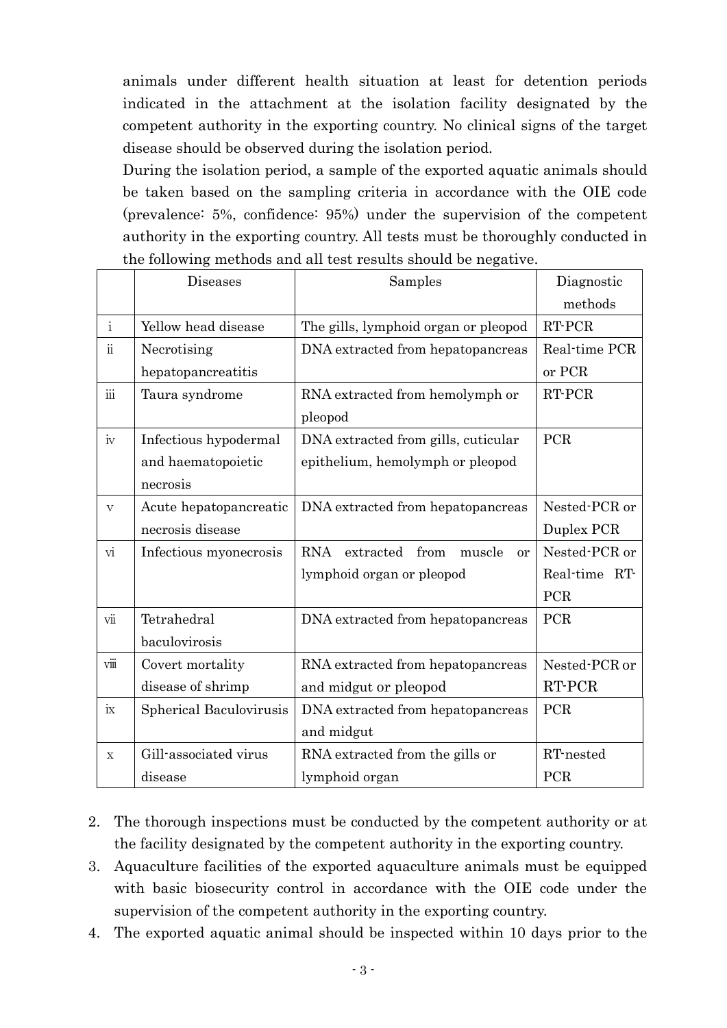animals under different health situation at least for detention periods indicated in the attachment at the isolation facility designated by the competent authority in the exporting country. No clinical signs of the target disease should be observed during the isolation period.

During the isolation period, a sample of the exported aquatic animals should be taken based on the sampling criteria in accordance with the OIE code (prevalence: 5%, confidence: 95%) under the supervision of the competent authority in the exporting country. All tests must be thoroughly conducted in the following methods and all test results should be negative.

| | Diseases | Samples | Diagnostic methods |
|---|---|---|---|
| i | Yellow head disease | The gills, lymphoid organ or pleopod | RT-PCR |
| ii | Necrotising hepatopancreatitis | DNA extracted from hepatopancreas | Real-time PCR or PCR |
| iii | Taura syndrome | RNA extracted from hemolymph or pleopod | RT-PCR |
| iv | Infectious hypodermal and haematopoietic necrosis | DNA extracted from gills, cuticular epithelium, hemolymph or pleopod | PCR |
| v | Acute hepatopancreatic necrosis disease | DNA extracted from hepatopancreas | Nested-PCR or Duplex PCR |
| vi | Infectious myonecrosis | RNA extracted from muscle or lymphoid organ or pleopod | Nested-PCR or Real-time RT-PCR |
| vii | Tetrahedral baculovirosis | DNA extracted from hepatopancreas | PCR |
| viii | Covert mortality disease of shrimp | RNA extracted from hepatopancreas and midgut or pleopod | Nested-PCR or RT-PCR |
| ix | Spherical Baculovirusis | DNA extracted from hepatopancreas and midgut | PCR |
| x | Gill-associated virus disease | RNA extracted from the gills or lymphoid organ | RT-nested PCR |

2. The thorough inspections must be conducted by the competent authority or at the facility designated by the competent authority in the exporting country.
3. Aquaculture facilities of the exported aquaculture animals must be equipped with basic biosecurity control in accordance with the OIE code under the supervision of the competent authority in the exporting country.
4. The exported aquatic animal should be inspected within 10 days prior to the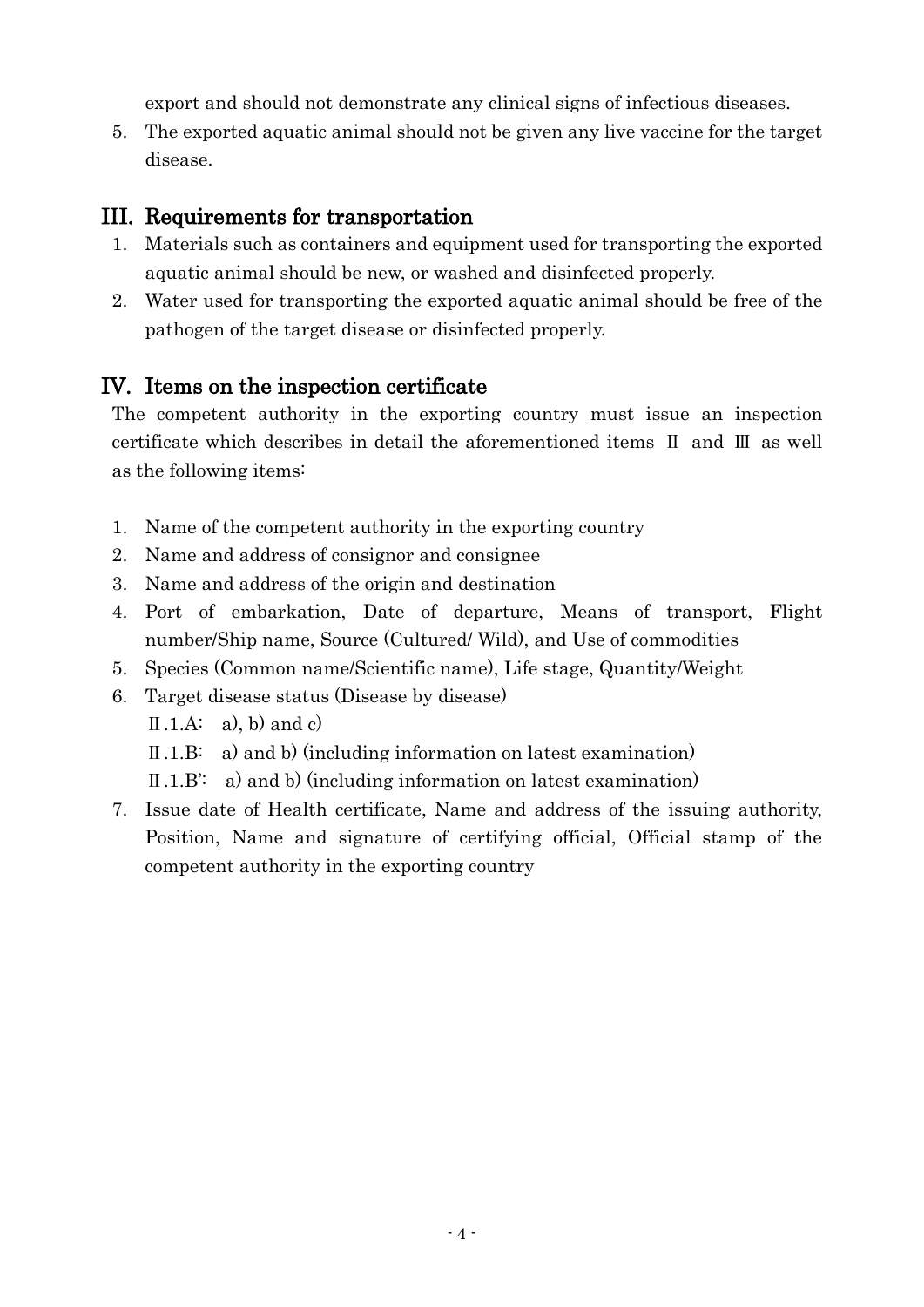export and should not demonstrate any clinical signs of infectious diseases.

5. The exported aquatic animal should not be given any live vaccine for the target disease.

## III. Requirements for transportation

1. Materials such as containers and equipment used for transporting the exported aquatic animal should be new, or washed and disinfected properly.
2. Water used for transporting the exported aquatic animal should be free of the pathogen of the target disease or disinfected properly.

## IV. Items on the inspection certificate

The competent authority in the exporting country must issue an inspection certificate which describes in detail the aforementioned items Ⅱ and Ⅲ as well as the following items:

1. Name of the competent authority in the exporting country
2. Name and address of consignor and consignee
3. Name and address of the origin and destination
4. Port of embarkation, Date of departure, Means of transport, Flight number/Ship name, Source (Cultured/ Wild), and Use of commodities
5. Species (Common name/Scientific name), Life stage, Quantity/Weight
6. Target disease status (Disease by disease)
   Ⅱ.1.A: a), b) and c)
   Ⅱ.1.B: a) and b) (including information on latest examination)
   Ⅱ.1.B': a) and b) (including information on latest examination)
7. Issue date of Health certificate, Name and address of the issuing authority, Position, Name and signature of certifying official, Official stamp of the competent authority in the exporting country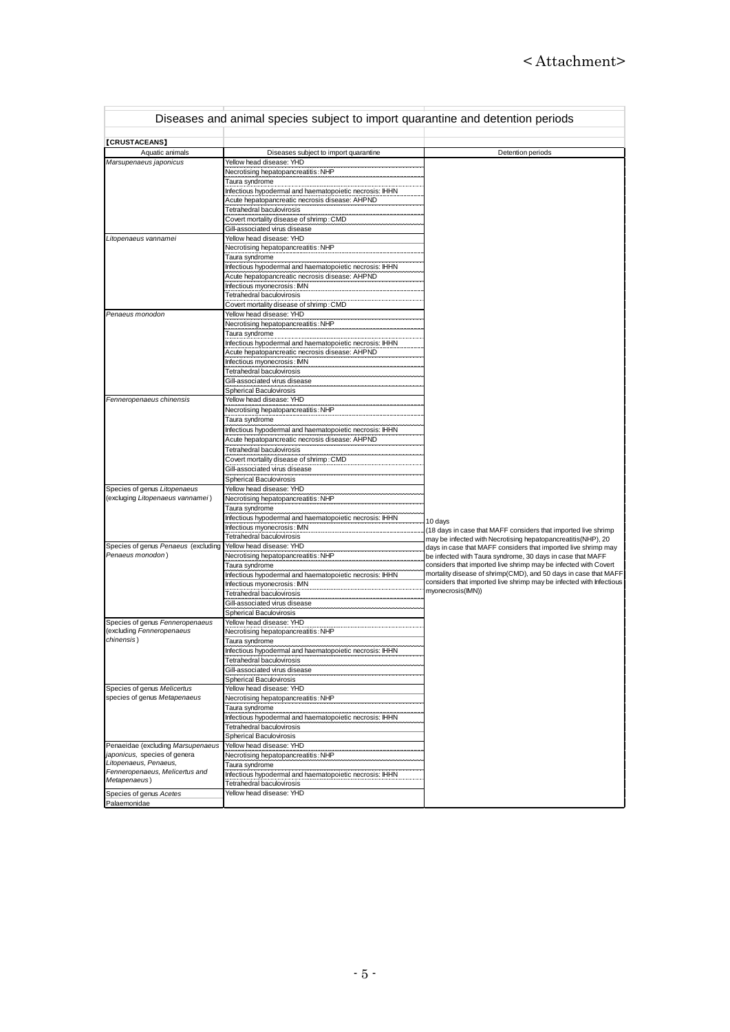<Attachment>

## Diseases and animal species subject to import quarantine and detention periods

**【CRUSTACEANS】**

| Aquatic animals | Diseases subject to import quarantine | Detention periods |
|---|---|---|
| *Marsupenaeus japonicus* | Yellow head disease: YHD<br>Necrotising hepatopancreatitis：NHP<br>Taura syndrome<br>Infectious hypodermal and haematopoietic necrosis: IHHN<br>Acute hepatopancreatic necrosis disease: AHPND<br>Tetrahedral baculovirosis<br>Covert mortality disease of shrimp：CMD<br>Gill-associated virus disease | 10 days<br>(18 days in case that MAFF considers that imported live shrimp may be infected with Necrotising hepatopancreatitis(NHP), 20 days in case that MAFF considers that imported live shrimp may be infected with Taura syndrome, 30 days in case that MAFF considers that imported live shrimp may be infected with Covert mortality disease of shrimp(CMD), and 50 days in case that MAFF considers that imported live shrimp may be infected with Infectious myonecrosis(IMN)) |
| *Litopenaeus vannamei* | Yellow head disease: YHD<br>Necrotising hepatopancreatitis：NHP<br>Taura syndrome<br>Infectious hypodermal and haematopoietic necrosis: IHHN<br>Acute hepatopancreatic necrosis disease: AHPND<br>Infectious myonecrosis：IMN<br>Tetrahedral baculovirosis<br>Covert mortality disease of shrimp：CMD | |
| *Penaeus monodon* | Yellow head disease: YHD<br>Necrotising hepatopancreatitis：NHP<br>Taura syndrome<br>Infectious hypodermal and haematopoietic necrosis: IHHN<br>Acute hepatopancreatic necrosis disease: AHPND<br>Infectious myonecrosis：IMN<br>Tetrahedral baculovirosis<br>Gill-associated virus disease<br>Spherical Baculovirosis | |
| *Fenneropenaeus chinensis* | Yellow head disease: YHD<br>Necrotising hepatopancreatitis：NHP<br>Taura syndrome<br>Infectious hypodermal and haematopoietic necrosis: IHHN<br>Acute hepatopancreatic necrosis disease: AHPND<br>Tetrahedral baculovirosis<br>Covert mortality disease of shrimp：CMD<br>Gill-associated virus disease<br>Spherical Baculovirosis | |
| Species of genus *Litopenaeus* (excluding *Litopenaeus vannamei* ) | Yellow head disease: YHD<br>Necrotising hepatopancreatitis：NHP<br>Taura syndrome<br>Infectious hypodermal and haematopoietic necrosis: IHHN<br>Infectious myonecrosis：IMN<br>Tetrahedral baculovirosis | |
| Species of genus *Penaeus* (excluding *Penaeus monodon* ) | Yellow head disease: YHD<br>Necrotising hepatopancreatitis：NHP<br>Taura syndrome<br>Infectious hypodermal and haematopoietic necrosis: IHHN<br>Infectious myonecrosis：IMN<br>Tetrahedral baculovirosis<br>Gill-associated virus disease<br>Spherical Baculovirosis | |
| Species of genus *Fenneropenaeus* (excluding *Fenneropenaeus chinensis* ) | Yellow head disease: YHD<br>Necrotising hepatopancreatitis：NHP<br>Taura syndrome<br>Infectious hypodermal and haematopoietic necrosis: IHHN<br>Tetrahedral baculovirosis<br>Gill-associated virus disease<br>Spherical Baculovirosis | |
| Species of genus *Melicertus* species of genus *Metapenaeus* | Yellow head disease: YHD<br>Necrotising hepatopancreatitis：NHP<br>Taura syndrome<br>Infectious hypodermal and haematopoietic necrosis: IHHN<br>Tetrahedral baculovirosis<br>Spherical Baculovirosis | |
| Penaeidae (excluding *Marsupenaeus japonicus,* species of genera *Litopenaeus, Penaeus, Fenneropenaeus, Melicertus* and *Metapenaeus* ) | Yellow head disease: YHD<br>Necrotising hepatopancreatitis：NHP<br>Taura syndrome<br>Infectious hypodermal and haematopoietic necrosis: IHHN<br>Tetrahedral baculovirosis | |
| Species of genus *Acetes*<br>Palaemonidae | Yellow head disease: YHD | |